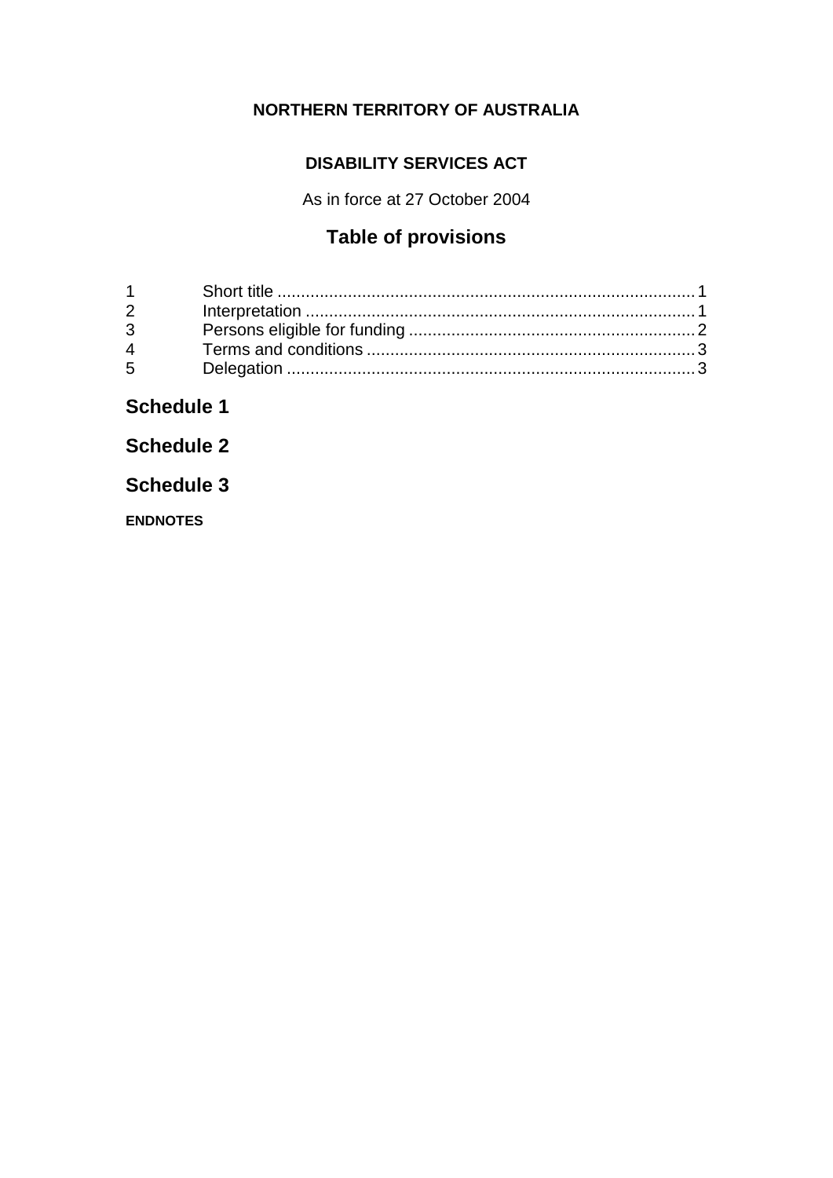**NORTHERN TERRITORY OF AUSTRALIA**

**DISABILITY SERVICES ACT**

As in force at 27 October 2004

## Table of provisions

1 Short title ........................................................................................ 1
2 Interpretation ................................................................................... 1
3 Persons eligible for funding ............................................................ 2
4 Terms and conditions ...................................................................... 3
5 Delegation ....................................................................................... 3

## Schedule 1

## Schedule 2

## Schedule 3

**ENDNOTES**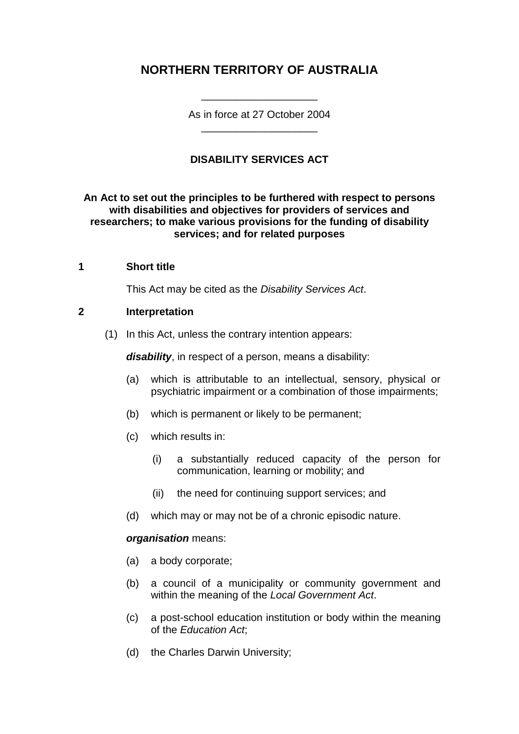# NORTHERN TERRITORY OF AUSTRALIA

As in force at 27 October 2004

## DISABILITY SERVICES ACT

**An Act to set out the principles to be furthered with respect to persons with disabilities and objectives for providers of services and researchers; to make various provisions for the funding of disability services; and for related purposes**

### 1 Short title

This Act may be cited as the *Disability Services Act*.

### 2 Interpretation

(1) In this Act, unless the contrary intention appears:

***disability***, in respect of a person, means a disability:

(a) which is attributable to an intellectual, sensory, physical or psychiatric impairment or a combination of those impairments;

(b) which is permanent or likely to be permanent;

(c) which results in:

(i) a substantially reduced capacity of the person for communication, learning or mobility; and

(ii) the need for continuing support services; and

(d) which may or may not be of a chronic episodic nature.

***organisation*** means:

(a) a body corporate;

(b) a council of a municipality or community government and within the meaning of the *Local Government Act*.

(c) a post-school education institution or body within the meaning of the *Education Act*;

(d) the Charles Darwin University;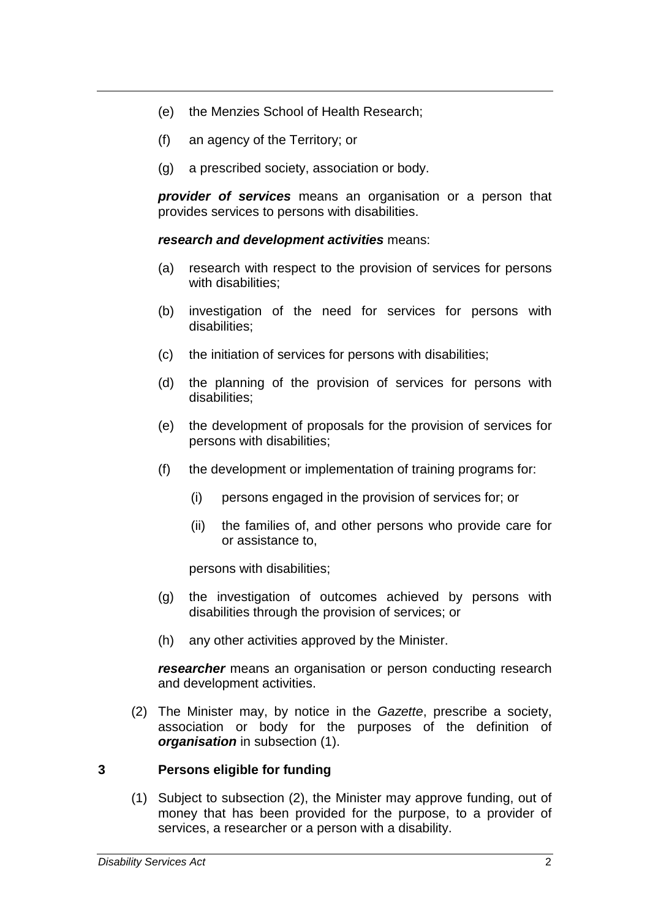(e) the Menzies School of Health Research;

(f) an agency of the Territory; or

(g) a prescribed society, association or body.

***provider of services*** means an organisation or a person that provides services to persons with disabilities.

***research and development activities*** means:

(a) research with respect to the provision of services for persons with disabilities;

(b) investigation of the need for services for persons with disabilities;

(c) the initiation of services for persons with disabilities;

(d) the planning of the provision of services for persons with disabilities;

(e) the development of proposals for the provision of services for persons with disabilities;

(f) the development or implementation of training programs for:

  (i) persons engaged in the provision of services for; or

  (ii) the families of, and other persons who provide care for or assistance to,

persons with disabilities;

(g) the investigation of outcomes achieved by persons with disabilities through the provision of services; or

(h) any other activities approved by the Minister.

***researcher*** means an organisation or person conducting research and development activities.

(2) The Minister may, by notice in the *Gazette*, prescribe a society, association or body for the purposes of the definition of ***organisation*** in subsection (1).

### 3 Persons eligible for funding

(1) Subject to subsection (2), the Minister may approve funding, out of money that has been provided for the purpose, to a provider of services, a researcher or a person with a disability.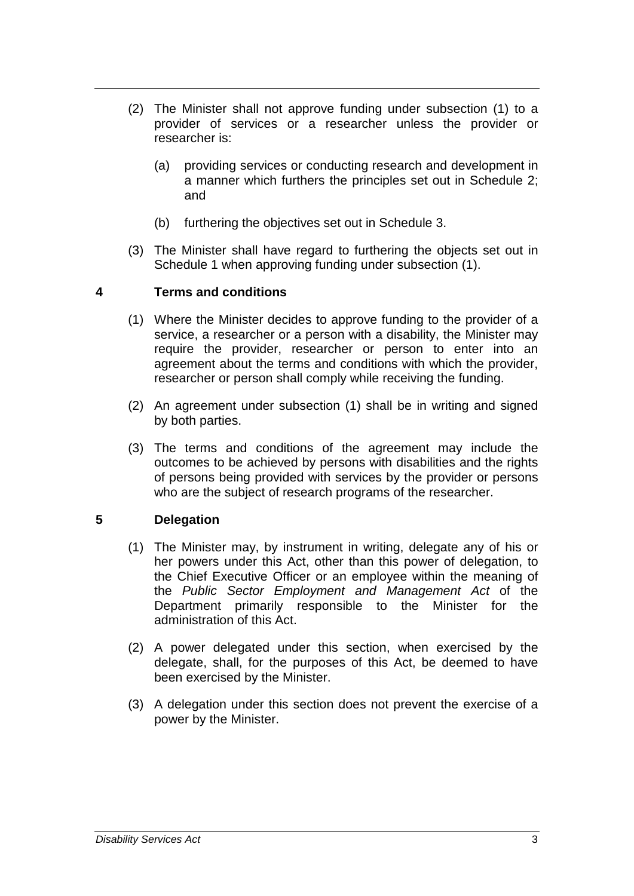(2) The Minister shall not approve funding under subsection (1) to a provider of services or a researcher unless the provider or researcher is:

(a) providing services or conducting research and development in a manner which furthers the principles set out in Schedule 2; and

(b) furthering the objectives set out in Schedule 3.

(3) The Minister shall have regard to furthering the objects set out in Schedule 1 when approving funding under subsection (1).

## 4 Terms and conditions

(1) Where the Minister decides to approve funding to the provider of a service, a researcher or a person with a disability, the Minister may require the provider, researcher or person to enter into an agreement about the terms and conditions with which the provider, researcher or person shall comply while receiving the funding.

(2) An agreement under subsection (1) shall be in writing and signed by both parties.

(3) The terms and conditions of the agreement may include the outcomes to be achieved by persons with disabilities and the rights of persons being provided with services by the provider or persons who are the subject of research programs of the researcher.

## 5 Delegation

(1) The Minister may, by instrument in writing, delegate any of his or her powers under this Act, other than this power of delegation, to the Chief Executive Officer or an employee within the meaning of the *Public Sector Employment and Management Act* of the Department primarily responsible to the Minister for the administration of this Act.

(2) A power delegated under this section, when exercised by the delegate, shall, for the purposes of this Act, be deemed to have been exercised by the Minister.

(3) A delegation under this section does not prevent the exercise of a power by the Minister.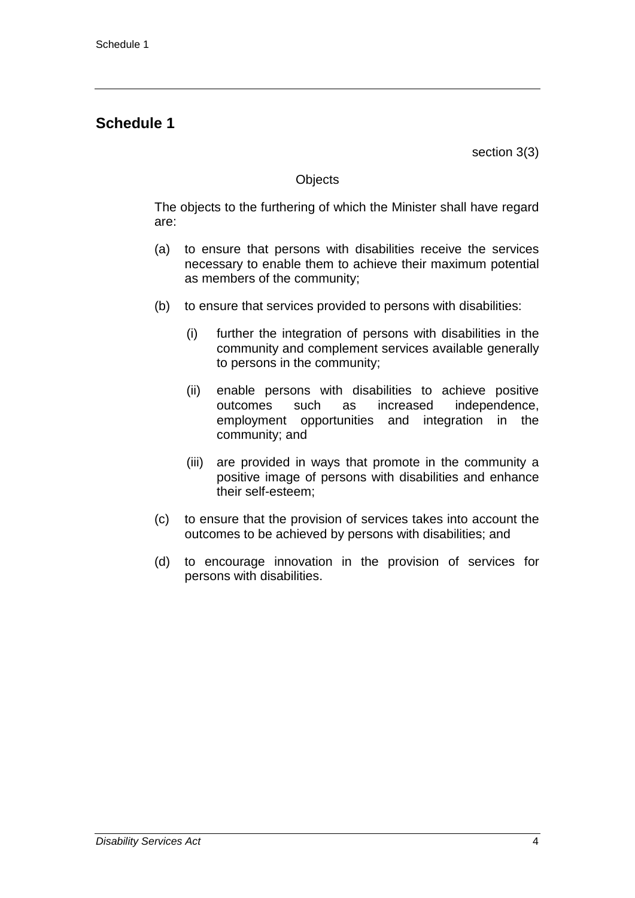# Schedule 1

section 3(3)

Objects

The objects to the furthering of which the Minister shall have regard are:

(a) to ensure that persons with disabilities receive the services necessary to enable them to achieve their maximum potential as members of the community;

(b) to ensure that services provided to persons with disabilities:

(i) further the integration of persons with disabilities in the community and complement services available generally to persons in the community;

(ii) enable persons with disabilities to achieve positive outcomes such as increased independence, employment opportunities and integration in the community; and

(iii) are provided in ways that promote in the community a positive image of persons with disabilities and enhance their self-esteem;

(c) to ensure that the provision of services takes into account the outcomes to be achieved by persons with disabilities; and

(d) to encourage innovation in the provision of services for persons with disabilities.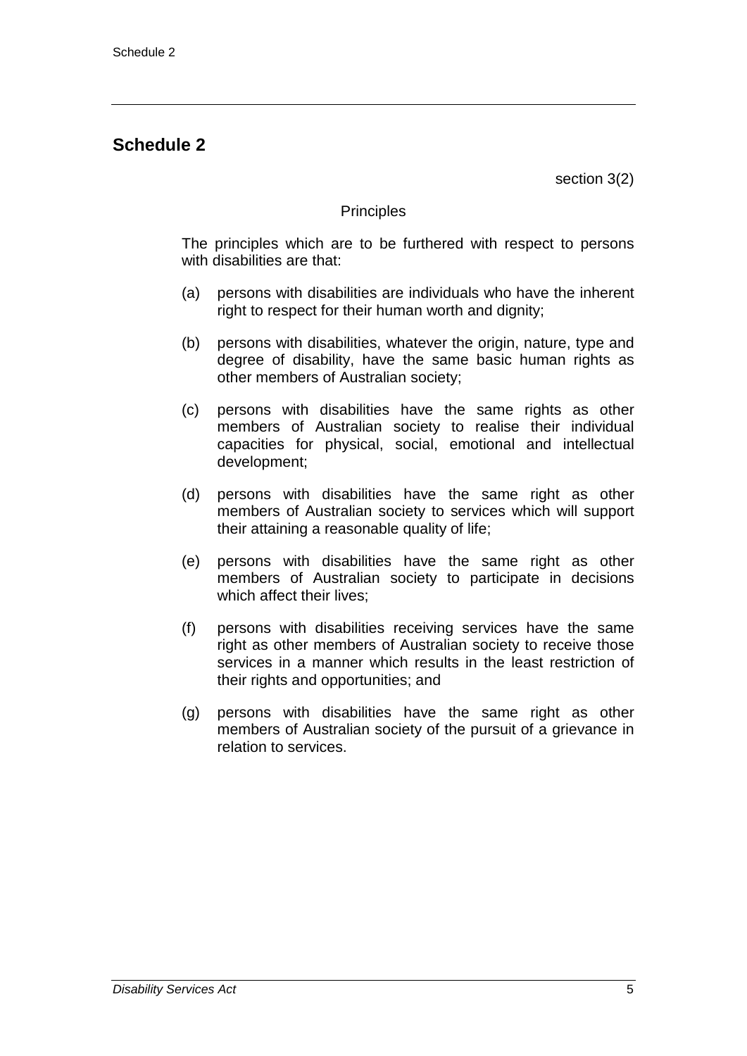## Schedule 2

section 3(2)

Principles

The principles which are to be furthered with respect to persons with disabilities are that:

(a) persons with disabilities are individuals who have the inherent right to respect for their human worth and dignity;

(b) persons with disabilities, whatever the origin, nature, type and degree of disability, have the same basic human rights as other members of Australian society;

(c) persons with disabilities have the same rights as other members of Australian society to realise their individual capacities for physical, social, emotional and intellectual development;

(d) persons with disabilities have the same right as other members of Australian society to services which will support their attaining a reasonable quality of life;

(e) persons with disabilities have the same right as other members of Australian society to participate in decisions which affect their lives;

(f) persons with disabilities receiving services have the same right as other members of Australian society to receive those services in a manner which results in the least restriction of their rights and opportunities; and

(g) persons with disabilities have the same right as other members of Australian society of the pursuit of a grievance in relation to services.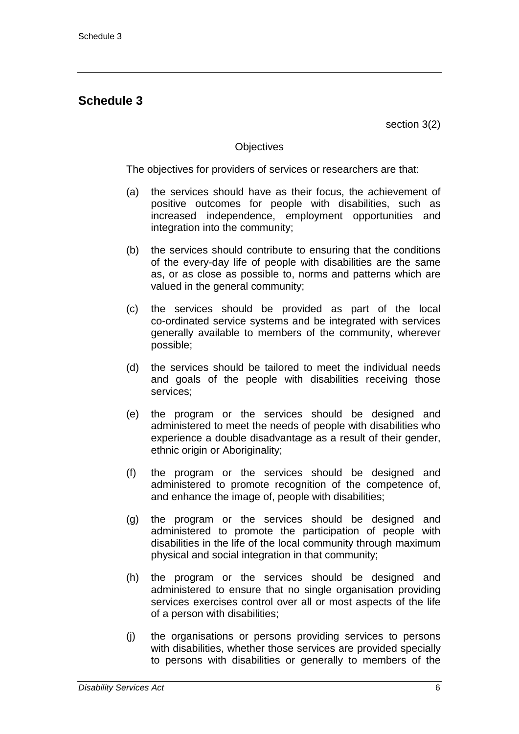# Schedule 3

section 3(2)

Objectives

The objectives for providers of services or researchers are that:

(a) the services should have as their focus, the achievement of positive outcomes for people with disabilities, such as increased independence, employment opportunities and integration into the community;

(b) the services should contribute to ensuring that the conditions of the every-day life of people with disabilities are the same as, or as close as possible to, norms and patterns which are valued in the general community;

(c) the services should be provided as part of the local co-ordinated service systems and be integrated with services generally available to members of the community, wherever possible;

(d) the services should be tailored to meet the individual needs and goals of the people with disabilities receiving those services;

(e) the program or the services should be designed and administered to meet the needs of people with disabilities who experience a double disadvantage as a result of their gender, ethnic origin or Aboriginality;

(f) the program or the services should be designed and administered to promote recognition of the competence of, and enhance the image of, people with disabilities;

(g) the program or the services should be designed and administered to promote the participation of people with disabilities in the life of the local community through maximum physical and social integration in that community;

(h) the program or the services should be designed and administered to ensure that no single organisation providing services exercises control over all or most aspects of the life of a person with disabilities;

(j) the organisations or persons providing services to persons with disabilities, whether those services are provided specially to persons with disabilities or generally to members of the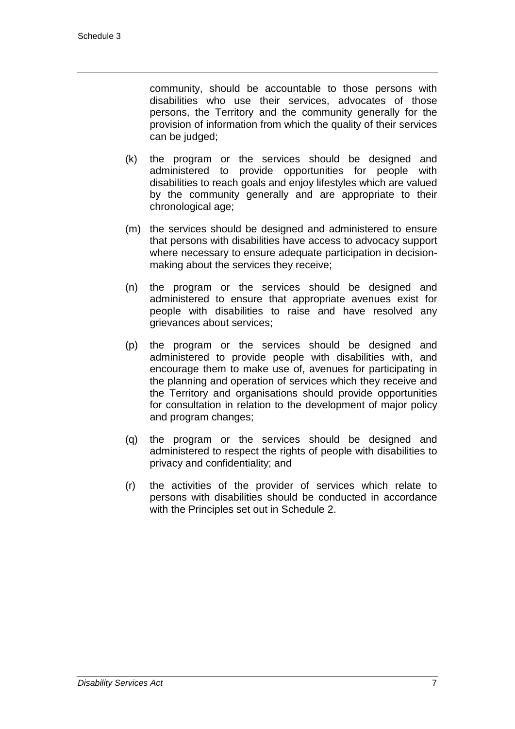community, should be accountable to those persons with disabilities who use their services, advocates of those persons, the Territory and the community generally for the provision of information from which the quality of their services can be judged;

(k) the program or the services should be designed and administered to provide opportunities for people with disabilities to reach goals and enjoy lifestyles which are valued by the community generally and are appropriate to their chronological age;

(m) the services should be designed and administered to ensure that persons with disabilities have access to advocacy support where necessary to ensure adequate participation in decision-making about the services they receive;

(n) the program or the services should be designed and administered to ensure that appropriate avenues exist for people with disabilities to raise and have resolved any grievances about services;

(p) the program or the services should be designed and administered to provide people with disabilities with, and encourage them to make use of, avenues for participating in the planning and operation of services which they receive and the Territory and organisations should provide opportunities for consultation in relation to the development of major policy and program changes;

(q) the program or the services should be designed and administered to respect the rights of people with disabilities to privacy and confidentiality; and

(r) the activities of the provider of services which relate to persons with disabilities should be conducted in accordance with the Principles set out in Schedule 2.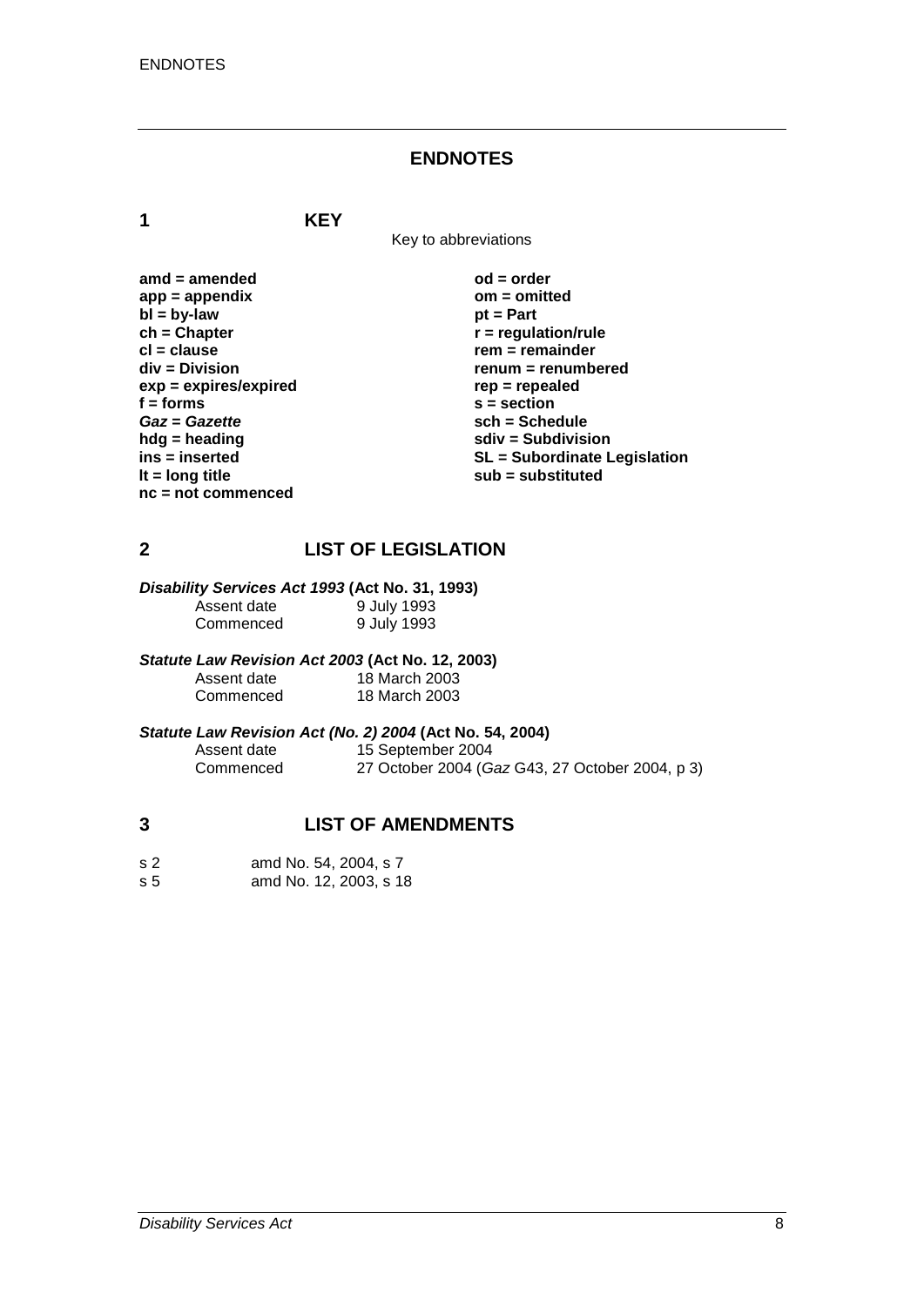## ENDNOTES

### 1 KEY

Key to abbreviations

| | |
|---|---|
| **amd = amended** | **od = order** |
| **app = appendix** | **om = omitted** |
| **bl = by-law** | **pt = Part** |
| **ch = Chapter** | **r = regulation/rule** |
| **cl = clause** | **rem = remainder** |
| **div = Division** | **renum = renumbered** |
| **exp = expires/expired** | **rep = repealed** |
| **f = forms** | **s = section** |
| ***Gaz = Gazette*** | **sch = Schedule** |
| **hdg = heading** | **sdiv = Subdivision** |
| **ins = inserted** | **SL = Subordinate Legislation** |
| **lt = long title** | **sub = substituted** |
| **nc = not commenced** | |

### 2 LIST OF LEGISLATION

***Disability Services Act 1993*** **(Act No. 31, 1993)**

| | |
|---|---|
| Assent date | 9 July 1993 |
| Commenced | 9 July 1993 |

***Statute Law Revision Act 2003*** **(Act No. 12, 2003)**

| | |
|---|---|
| Assent date | 18 March 2003 |
| Commenced | 18 March 2003 |

***Statute Law Revision Act (No. 2) 2004*** **(Act No. 54, 2004)**

| | |
|---|---|
| Assent date | 15 September 2004 |
| Commenced | 27 October 2004 (*Gaz* G43, 27 October 2004, p 3) |

### 3 LIST OF AMENDMENTS

| | |
|---|---|
| s 2 | amd No. 54, 2004, s 7 |
| s 5 | amd No. 12, 2003, s 18 |